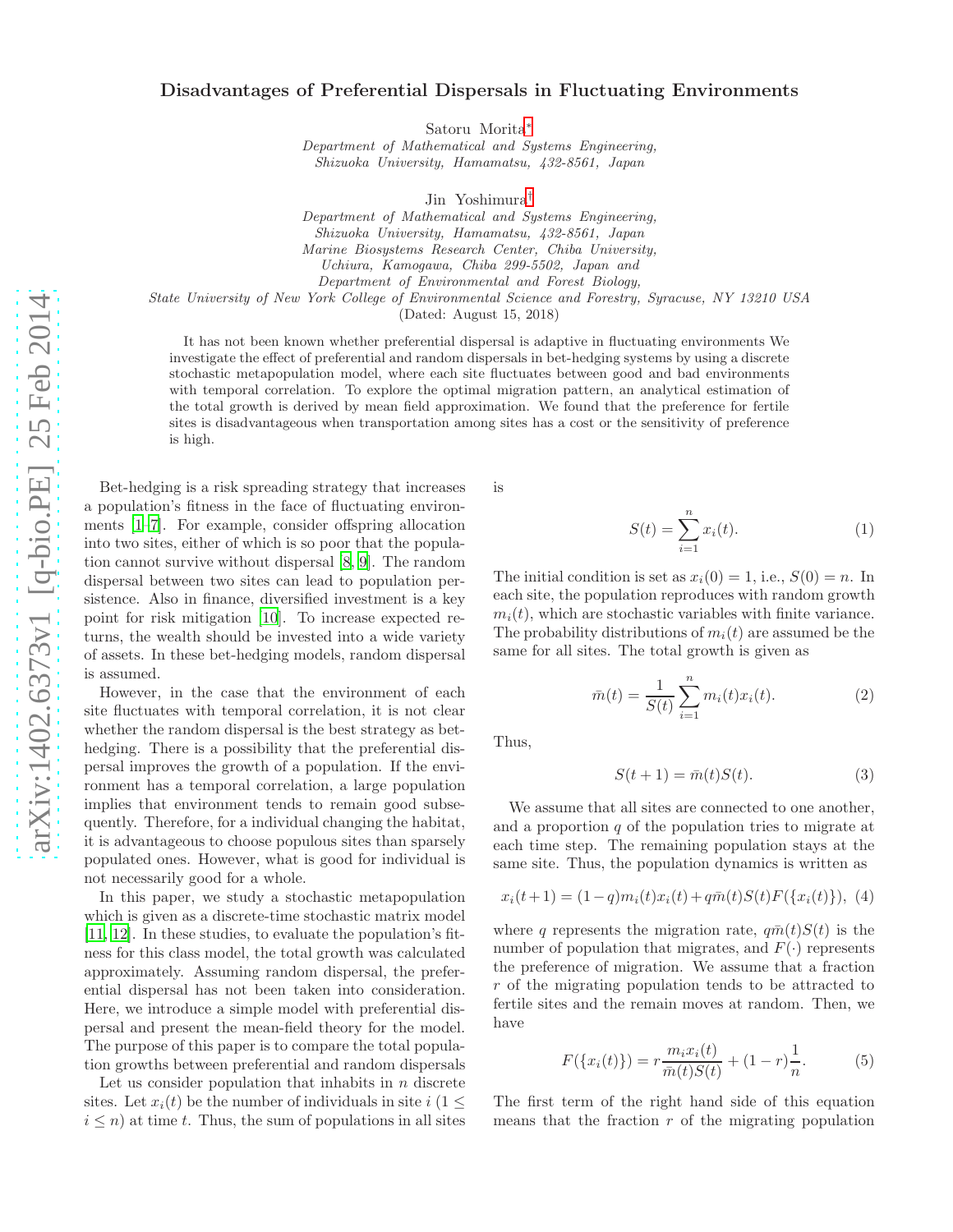# Disadvantages of Preferential Dispersals in Fluctuating Environments

Satoru Morita*

*Department of Mathematical and Systems Engineering, Shizuoka University, Hamamatsu, 432-8561, Japan*

Jin Yoshimura†

*Department of Mathematical and Systems Engineering, Shizuoka University, Hamamatsu, 432-8561, Japan*
*Marine Biosystems Research Center, Chiba University, Uchiura, Kamogawa, Chiba 299-5502, Japan and*
*Department of Environmental and Forest Biology, State University of New York College of Environmental Science and Forestry, Syracuse, NY 13210 USA*

(Dated: August 15, 2018)

It has not been known whether preferential dispersal is adaptive in fluctuating environments We investigate the effect of preferential and random dispersals in bet-hedging systems by using a discrete stochastic metapopulation model, where each site fluctuates between good and bad environments with temporal correlation. To explore the optimal migration pattern, an analytical estimation of the total growth is derived by mean field approximation. We found that the preference for fertile sites is disadvantageous when transportation among sites has a cost or the sensitivity of preference is high.

Bet-hedging is a risk spreading strategy that increases a population's fitness in the face of fluctuating environments [1–7]. For example, consider offspring allocation into two sites, either of which is so poor that the population cannot survive without dispersal [8, 9]. The random dispersal between two sites can lead to population persistence. Also in finance, diversified investment is a key point for risk mitigation [10]. To increase expected returns, the wealth should be invested into a wide variety of assets. In these bet-hedging models, random dispersal is assumed.

However, in the case that the environment of each site fluctuates with temporal correlation, it is not clear whether the random dispersal is the best strategy as bet-hedging. There is a possibility that the preferential dispersal improves the growth of a population. If the environment has a temporal correlation, a large population implies that environment tends to remain good subsequently. Therefore, for a individual changing the habitat, it is advantageous to choose populous sites than sparsely populated ones. However, what is good for individual is not necessarily good for a whole.

In this paper, we study a stochastic metapopulation which is given as a discrete-time stochastic matrix model [11, 12]. In these studies, to evaluate the population's fitness for this class model, the total growth was calculated approximately. Assuming random dispersal, the preferential dispersal has not been taken into consideration. Here, we introduce a simple model with preferential dispersal and present the mean-field theory for the model. The purpose of this paper is to compare the total population growths between preferential and random dispersals

Let us consider population that inhabits in $n$ discrete sites. Let $x_i(t)$ be the number of individuals in site $i$ ($1 \leq i \leq n$) at time $t$. Thus, the sum of populations in all sites is

$$S(t) = \sum_{i=1}^{n} x_i(t). \tag{1}$$

The initial condition is set as $x_i(0) = 1$, i.e., $S(0) = n$. In each site, the population reproduces with random growth $m_i(t)$, which are stochastic variables with finite variance. The probability distributions of $m_i(t)$ are assumed be the same for all sites. The total growth is given as

$$\bar{m}(t) = \frac{1}{S(t)} \sum_{i=1}^{n} m_i(t) x_i(t). \tag{2}$$

Thus,

$$S(t+1) = \bar{m}(t) S(t). \tag{3}$$

We assume that all sites are connected to one another, and a proportion $q$ of the population tries to migrate at each time step. The remaining population stays at the same site. Thus, the population dynamics is written as

$$x_i(t+1) = (1-q) m_i(t) x_i(t) + q \bar{m}(t) S(t) F(\{x_i(t)\}), \tag{4}$$

where $q$ represents the migration rate, $q\bar{m}(t)S(t)$ is the number of population that migrates, and $F(\cdot)$ represents the preference of migration. We assume that a fraction $r$ of the migrating population tends to be attracted to fertile sites and the remain moves at random. Then, we have

$$F(\{x_i(t)\}) = r \frac{m_i x_i(t)}{\bar{m}(t) S(t)} + (1-r) \frac{1}{n}. \tag{5}$$

The first term of the right hand side of this equation means that the fraction $r$ of the migrating population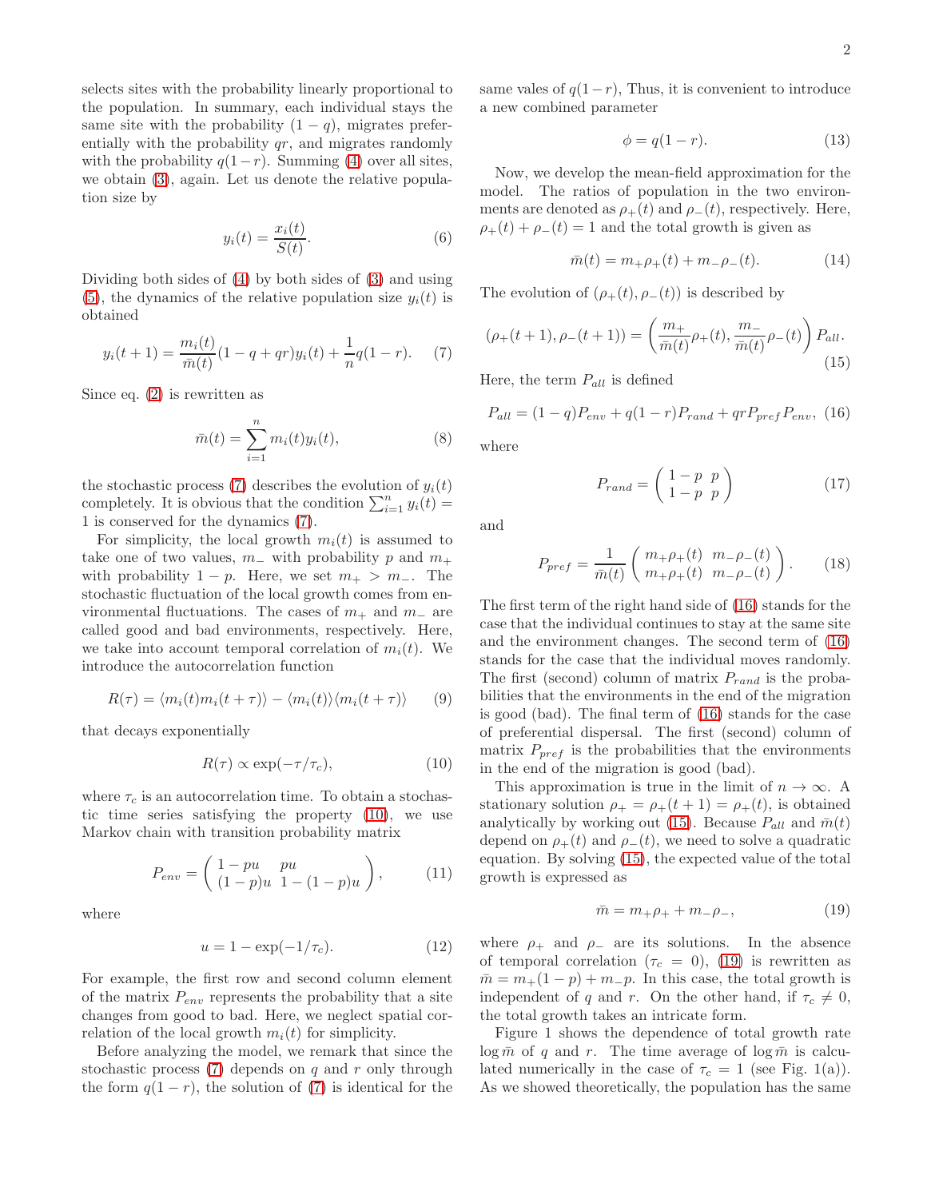selects sites with the probability linearly proportional to the population. In summary, each individual stays the same site with the probability $(1 - q)$, migrates preferentially with the probability $qr$, and migrates randomly with the probability $q(1-r)$. Summing (4) over all sites, we obtain (3), again. Let us denote the relative population size by

$$y_i(t) = \frac{x_i(t)}{S(t)}. \tag{6}$$

Dividing both sides of (4) by both sides of (3) and using (5), the dynamics of the relative population size $y_i(t)$ is obtained

$$y_i(t+1) = \frac{m_i(t)}{\bar{m}(t)}(1 - q + qr)y_i(t) + \frac{1}{n}q(1-r). \tag{7}$$

Since eq. (2) is rewritten as

$$\bar{m}(t) = \sum_{i=1}^{n} m_i(t)y_i(t), \tag{8}$$

the stochastic process (7) describes the evolution of $y_i(t)$ completely. It is obvious that the condition $\sum_{i=1}^{n} y_i(t) = 1$ is conserved for the dynamics (7).

For simplicity, the local growth $m_i(t)$ is assumed to take one of two values, $m_-$ with probability $p$ and $m_+$ with probability $1-p$. Here, we set $m_+ > m_-$. The stochastic fluctuation of the local growth comes from environmental fluctuations. The cases of $m_+$ and $m_-$ are called good and bad environments, respectively. Here, we take into account temporal correlation of $m_i(t)$. We introduce the autocorrelation function

$$R(\tau) = \langle m_i(t)m_i(t+\tau)\rangle - \langle m_i(t)\rangle\langle m_i(t+\tau)\rangle \tag{9}$$

that decays exponentially

$$R(\tau) \propto \exp(-\tau/\tau_c), \tag{10}$$

where $\tau_c$ is an autocorrelation time. To obtain a stochastic time series satisfying the property (10), we use Markov chain with transition probability matrix

$$P_{env} = \begin{pmatrix} 1 - pu & pu \\ (1-p)u & 1-(1-p)u \end{pmatrix}, \tag{11}$$

where

$$u = 1 - \exp(-1/\tau_c). \tag{12}$$

For example, the first row and second column element of the matrix $P_{env}$ represents the probability that a site changes from good to bad. Here, we neglect spatial correlation of the local growth $m_i(t)$ for simplicity.

Before analyzing the model, we remark that since the stochastic process (7) depends on $q$ and $r$ only through the form $q(1-r)$, the solution of (7) is identical for the same vales of $q(1-r)$, Thus, it is convenient to introduce a new combined parameter

$$\phi = q(1-r). \tag{13}$$

Now, we develop the mean-field approximation for the model. The ratios of population in the two environments are denoted as $\rho_+(t)$ and $\rho_-(t)$, respectively. Here, $\rho_+(t) + \rho_-(t) = 1$ and the total growth is given as

$$\bar{m}(t) = m_+\rho_+(t) + m_-\rho_-(t). \tag{14}$$

The evolution of $(\rho_+(t), \rho_-(t))$ is described by

$$(\rho_+(t+1), \rho_-(t+1)) = \left(\frac{m_+}{\bar{m}(t)}\rho_+(t), \frac{m_-}{\bar{m}(t)}\rho_-(t)\right)P_{all}. \tag{15}$$

Here, the term $P_{all}$ is defined

$$P_{all} = (1-q)P_{env} + q(1-r)P_{rand} + qrP_{pref}P_{env}, \tag{16}$$

where

$$P_{rand} = \begin{pmatrix} 1-p & p \\ 1-p & p \end{pmatrix} \tag{17}$$

and

$$P_{pref} = \frac{1}{\bar{m}(t)}\begin{pmatrix} m_+\rho_+(t) & m_-\rho_-(t) \\ m_+\rho_+(t) & m_-\rho_-(t) \end{pmatrix}. \tag{18}$$

The first term of the right hand side of (16) stands for the case that the individual continues to stay at the same site and the environment changes. The second term of (16) stands for the case that the individual moves randomly. The first (second) column of matrix $P_{rand}$ is the probabilities that the environments in the end of the migration is good (bad). The final term of (16) stands for the case of preferential dispersal. The first (second) column of matrix $P_{pref}$ is the probabilities that the environments in the end of the migration is good (bad).

This approximation is true in the limit of $n \to \infty$. A stationary solution $\rho_+ = \rho_+(t+1) = \rho_+(t)$, is obtained analytically by working out (15). Because $P_{all}$ and $\bar{m}(t)$ depend on $\rho_+(t)$ and $\rho_-(t)$, we need to solve a quadratic equation. By solving (15), the expected value of the total growth is expressed as

$$\bar{m} = m_+\rho_+ + m_-\rho_-, \tag{19}$$

where $\rho_+$ and $\rho_-$ are its solutions. In the absence of temporal correlation ($\tau_c = 0$), (19) is rewritten as $\bar{m} = m_+(1-p) + m_-p$. In this case, the total growth is independent of $q$ and $r$. On the other hand, if $\tau_c \neq 0$, the total growth takes an intricate form.

Figure 1 shows the dependence of total growth rate $\log\bar{m}$ of $q$ and $r$. The time average of $\log\bar{m}$ is calculated numerically in the case of $\tau_c = 1$ (see Fig. 1(a)). As we showed theoretically, the population has the same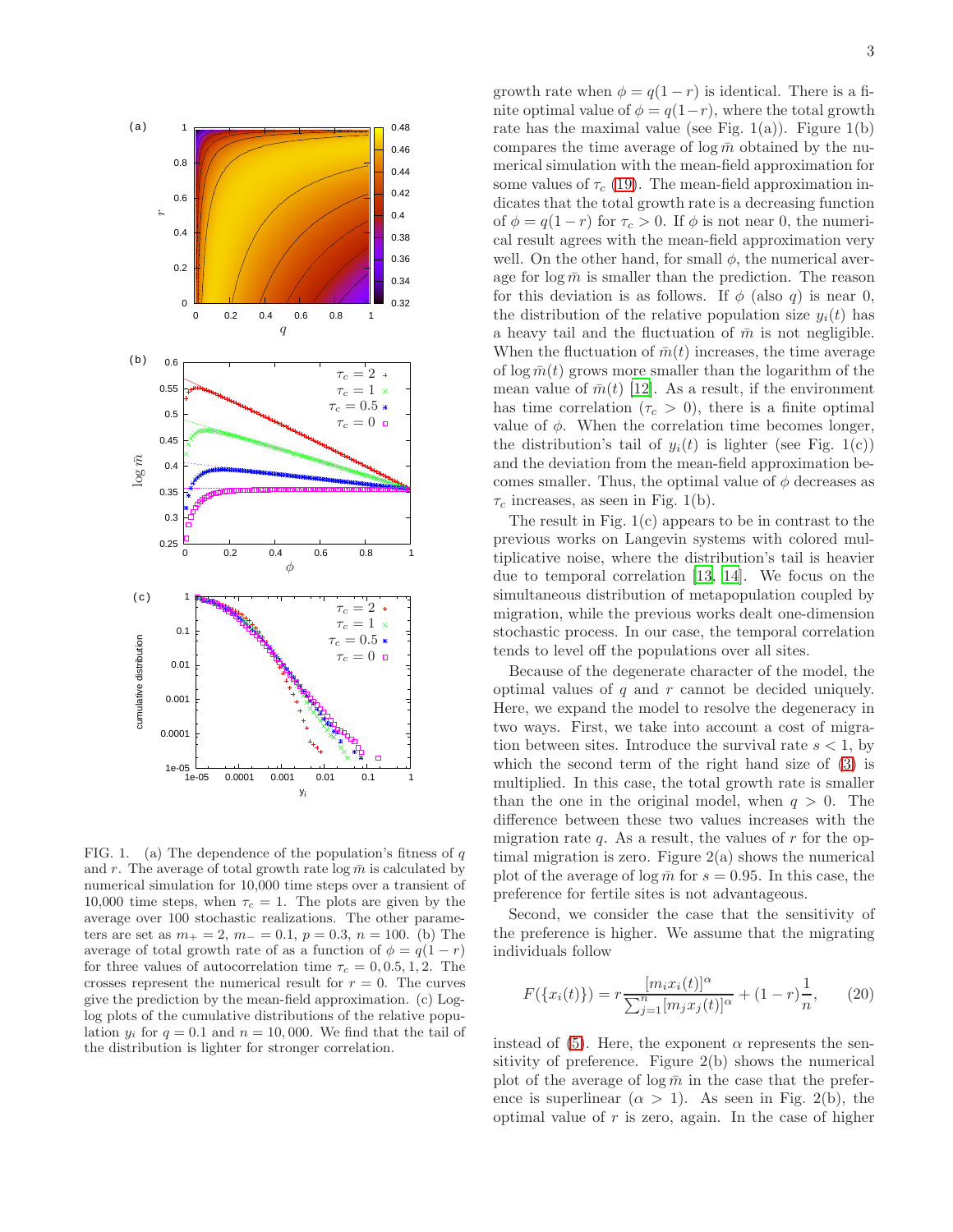FIG. 1. (a) The dependence of the population's fitness of $q$ and $r$. The average of total growth rate $\log \bar{m}$ is calculated by numerical simulation for 10,000 time steps over a transient of 10,000 time steps, when $\tau_c = 1$. The plots are given by the average over 100 stochastic realizations. The other parameters are set as $m_+ = 2$, $m_- = 0.1$, $p = 0.3$, $n = 100$. (b) The average of total growth rate of as a function of $\phi = q(1-r)$ for three values of autocorrelation time $\tau_c = 0, 0.5, 1, 2$. The crosses represent the numerical result for $r = 0$. The curves give the prediction by the mean-field approximation. (c) Log-log plots of the cumulative distributions of the relative population $y_i$ for $q = 0.1$ and $n = 10,000$. We find that the tail of the distribution is lighter for stronger correlation.

growth rate when $\phi = q(1-r)$ is identical. There is a finite optimal value of $\phi = q(1-r)$, where the total growth rate has the maximal value (see Fig. 1(a)). Figure 1(b) compares the time average of $\log \bar{m}$ obtained by the numerical simulation with the mean-field approximation for some values of $\tau_c$ (19). The mean-field approximation indicates that the total growth rate is a decreasing function of $\phi = q(1-r)$ for $\tau_c > 0$. If $\phi$ is not near 0, the numerical result agrees with the mean-field approximation very well. On the other hand, for small $\phi$, the numerical average for $\log \bar{m}$ is smaller than the prediction. The reason for this deviation is as follows. If $\phi$ (also $q$) is near 0, the distribution of the relative population size $y_i(t)$ has a heavy tail and the fluctuation of $\bar{m}$ is not negligible. When the fluctuation of $\bar{m}(t)$ increases, the time average of $\log \bar{m}(t)$ grows more smaller than the logarithm of the mean value of $\bar{m}(t)$ [12]. As a result, if the environment has time correlation ($\tau_c > 0$), there is a finite optimal value of $\phi$. When the correlation time becomes longer, the distribution's tail of $y_i(t)$ is lighter (see Fig. 1(c)) and the deviation from the mean-field approximation becomes smaller. Thus, the optimal value of $\phi$ decreases as $\tau_c$ increases, as seen in Fig. 1(b).

The result in Fig. 1(c) appears to be in contrast to the previous works on Langevin systems with colored multiplicative noise, where the distribution's tail is heavier due to temporal correlation [13, 14]. We focus on the simultaneous distribution of metapopulation coupled by migration, while the previous works dealt one-dimension stochastic process. In our case, the temporal correlation tends to level off the populations over all sites.

Because of the degenerate character of the model, the optimal values of $q$ and $r$ cannot be decided uniquely. Here, we expand the model to resolve the degeneracy in two ways. First, we take into account a cost of migration between sites. Introduce the survival rate $s < 1$, by which the second term of the right hand size of (3) is multiplied. In this case, the total growth rate is smaller than the one in the original model, when $q > 0$. The difference between these two values increases with the migration rate $q$. As a result, the values of $r$ for the optimal migration is zero. Figure 2(a) shows the numerical plot of the average of $\log \bar{m}$ for $s = 0.95$. In this case, the preference for fertile sites is not advantageous.

Second, we consider the case that the sensitivity of the preference is higher. We assume that the migrating individuals follow

$$F(\{x_i(t)\}) = r\frac{[m_i x_i(t)]^\alpha}{\sum_{j=1}^{n}[m_j x_j(t)]^\alpha} + (1-r)\frac{1}{n}, \qquad (20)$$

instead of (5). Here, the exponent $\alpha$ represents the sensitivity of preference. Figure 2(b) shows the numerical plot of the average of $\log \bar{m}$ in the case that the preference is superlinear ($\alpha > 1$). As seen in Fig. 2(b), the optimal value of $r$ is zero, again. In the case of higher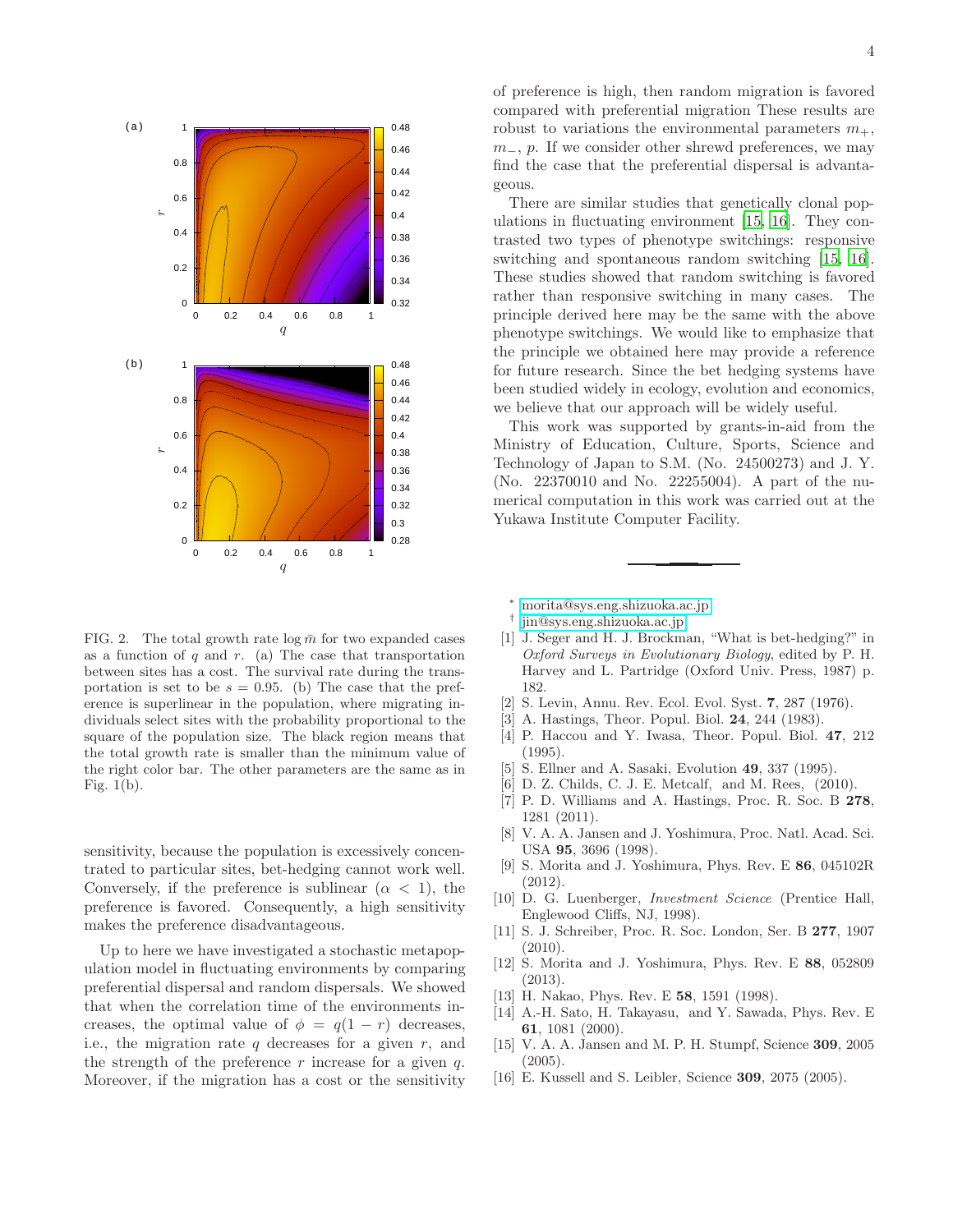(a)

1
0.8
0.6
0.4
0.2
0

$r$

0 0.2 0.4 0.6 0.8 1

$q$

0.48
0.46
0.44
0.42
0.4
0.38
0.36
0.34
0.32

(b)

1
0.8
0.6
0.4
0.2
0

$r$

0 0.2 0.4 0.6 0.8 1

$q$

0.48
0.46
0.44
0.42
0.4
0.38
0.36
0.34
0.32
0.3
0.28

FIG. 2. The total growth rate $\log \bar{m}$ for two expanded cases as a function of $q$ and $r$. (a) The case that transportation between sites has a cost. The survival rate during the transportation is set to be $s = 0.95$. (b) The case that the preference is superlinear in the population, where migrating individuals select sites with the probability proportional to the square of the population size. The black region means that the total growth rate is smaller than the minimum value of the right color bar. The other parameters are the same as in Fig. 1(b).

sensitivity, because the population is excessively concentrated to particular sites, bet-hedging cannot work well. Conversely, if the preference is sublinear ($\alpha < 1$), the preference is favored. Consequently, a high sensitivity makes the preference disadvantageous.

Up to here we have investigated a stochastic metapopulation model in fluctuating environments by comparing preferential dispersal and random dispersals. We showed that when the correlation time of the environments increases, the optimal value of $\phi = q(1-r)$ decreases, i.e., the migration rate $q$ decreases for a given $r$, and the strength of the preference $r$ increase for a given $q$. Moreover, if the migration has a cost or the sensitivity of preference is high, then random migration is favored compared with preferential migration These results are robust to variations the environmental parameters $m_+$, $m_-$, $p$. If we consider other shrewd preferences, we may find the case that the preferential dispersal is advantageous.

There are similar studies that genetically clonal populations in fluctuating environment [15, 16]. They contrasted two types of phenotype switchings: responsive switching and spontaneous random switching [15, 16]. These studies showed that random switching is favored rather than responsive switching in many cases. The principle derived here may be the same with the above phenotype switchings. We would like to emphasize that the principle we obtained here may provide a reference for future research. Since the bet hedging systems have been studied widely in ecology, evolution and economics, we believe that our approach will be widely useful.

This work was supported by grants-in-aid from the Ministry of Education, Culture, Sports, Science and Technology of Japan to S.M. (No. 24500273) and J. Y. (No. 22370010 and No. 22255004). A part of the numerical computation in this work was carried out at the Yukawa Institute Computer Facility.

---

* morita@sys.eng.shizuoka.ac.jp

† jin@sys.eng.shizuoka.ac.jp

[1] J. Seger and H. J. Brockman, "What is bet-hedging?" in *Oxford Surveys in Evolutionary Biology*, edited by P. H. Harvey and L. Partridge (Oxford Univ. Press, 1987) p. 182.

[2] S. Levin, Annu. Rev. Ecol. Evol. Syst. **7**, 287 (1976).

[3] A. Hastings, Theor. Popul. Biol. **24**, 244 (1983).

[4] P. Haccou and Y. Iwasa, Theor. Popul. Biol. **47**, 212 (1995).

[5] S. Ellner and A. Sasaki, Evolution **49**, 337 (1995).

[6] D. Z. Childs, C. J. E. Metcalf, and M. Rees, (2010).

[7] P. D. Williams and A. Hastings, Proc. R. Soc. B **278**, 1281 (2011).

[8] V. A. A. Jansen and J. Yoshimura, Proc. Natl. Acad. Sci. USA **95**, 3696 (1998).

[9] S. Morita and J. Yoshimura, Phys. Rev. E **86**, 045102R (2012).

[10] D. G. Luenberger, *Investment Science* (Prentice Hall, Englewood Cliffs, NJ, 1998).

[11] S. J. Schreiber, Proc. R. Soc. London, Ser. B **277**, 1907 (2010).

[12] S. Morita and J. Yoshimura, Phys. Rev. E **88**, 052809 (2013).

[13] H. Nakao, Phys. Rev. E **58**, 1591 (1998).

[14] A.-H. Sato, H. Takayasu, and Y. Sawada, Phys. Rev. E **61**, 1081 (2000).

[15] V. A. A. Jansen and M. P. H. Stumpf, Science **309**, 2005 (2005).

[16] E. Kussell and S. Leibler, Science **309**, 2075 (2005).